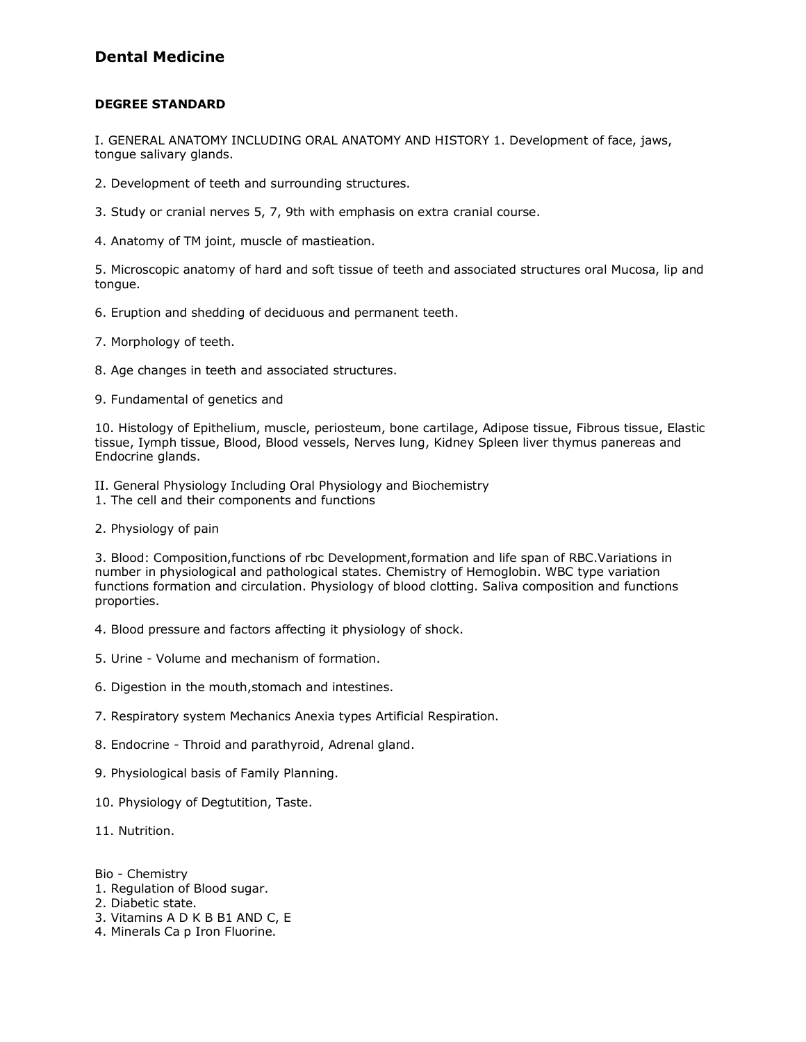# Dental Medicine

**DEGREE STANDARD**

I. GENERAL ANATOMY INCLUDING ORAL ANATOMY AND HISTORY 1. Development of face, jaws, tongue salivary glands.

2. Development of teeth and surrounding structures.

3. Study or cranial nerves 5, 7, 9th with emphasis on extra cranial course.

4. Anatomy of TM joint, muscle of mastieation.

5. Microscopic anatomy of hard and soft tissue of teeth and associated structures oral Mucosa, lip and tongue.

6. Eruption and shedding of deciduous and permanent teeth.

7. Morphology of teeth.

8. Age changes in teeth and associated structures.

9. Fundamental of genetics and

10. Histology of Epithelium, muscle, periosteum, bone cartilage, Adipose tissue, Fibrous tissue, Elastic tissue, Iymph tissue, Blood, Blood vessels, Nerves lung, Kidney Spleen liver thymus panereas and Endocrine glands.

II. General Physiology Including Oral Physiology and Biochemistry
1. The cell and their components and functions

2. Physiology of pain

3. Blood: Composition,functions of rbc Development,formation and life span of RBC.Variations in number in physiological and pathological states. Chemistry of Hemoglobin. WBC type variation functions formation and circulation. Physiology of blood clotting. Saliva composition and functions proporties.

4. Blood pressure and factors affecting it physiology of shock.

5. Urine - Volume and mechanism of formation.

6. Digestion in the mouth,stomach and intestines.

7. Respiratory system Mechanics Anexia types Artificial Respiration.

8. Endocrine - Throid and parathyroid, Adrenal gland.

9. Physiological basis of Family Planning.

10. Physiology of Degtutition, Taste.

11. Nutrition.

Bio - Chemistry
1. Regulation of Blood sugar.
2. Diabetic state.
3. Vitamins A D K B B1 AND C, E
4. Minerals Ca p Iron Fluorine.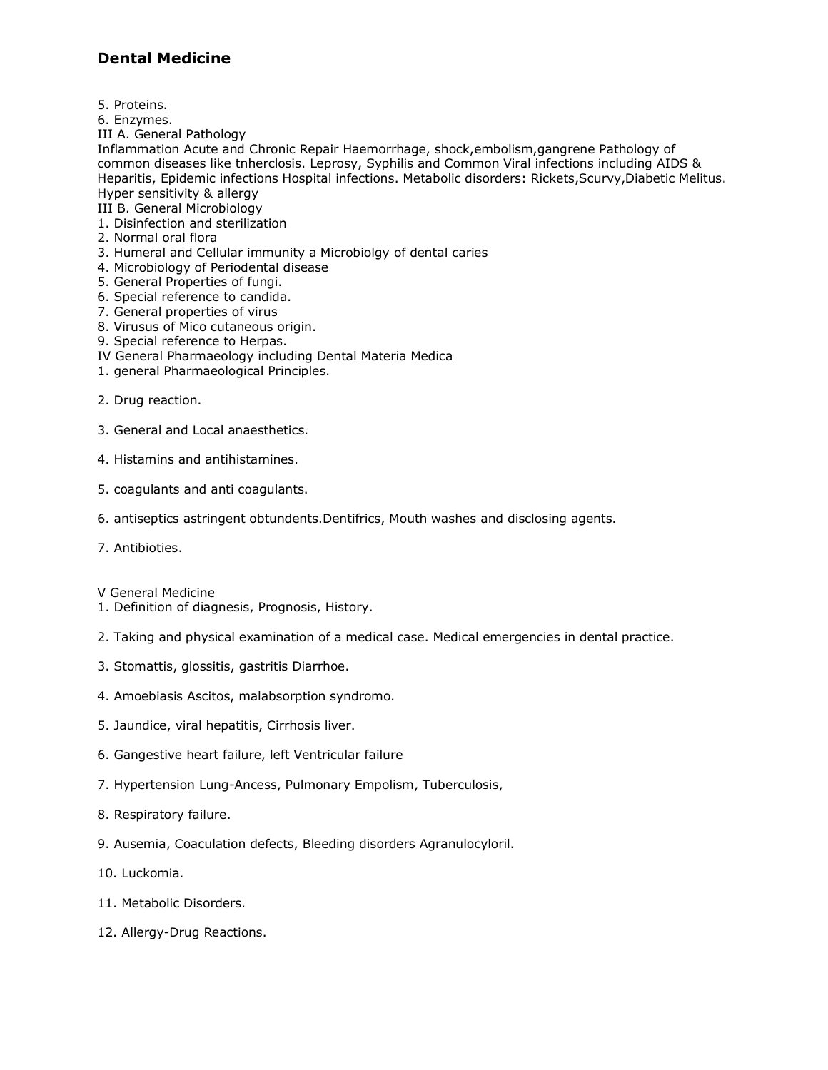## Dental Medicine

5. Proteins.
6. Enzymes.

III A. General Pathology

Inflammation Acute and Chronic Repair Haemorrhage, shock,embolism,gangrene Pathology of common diseases like tnherclosis. Leprosy, Syphilis and Common Viral infections including AIDS & Heparitis, Epidemic infections Hospital infections. Metabolic disorders: Rickets,Scurvy,Diabetic Melitus. Hyper sensitivity & allergy

III B. General Microbiology

1. Disinfection and sterilization
2. Normal oral flora
3. Humeral and Cellular immunity a Microbiolgy of dental caries
4. Microbiology of Periodental disease
5. General Properties of fungi.
6. Special reference to candida.
7. General properties of virus
8. Virusus of Mico cutaneous origin.
9. Special reference to Herpas.

IV General Pharmaeology including Dental Materia Medica

1. general Pharmaeological Principles.

2. Drug reaction.

3. General and Local anaesthetics.

4. Histamins and antihistamines.

5. coagulants and anti coagulants.

6. antiseptics astringent obtundents.Dentifrics, Mouth washes and disclosing agents.

7. Antibioties.

V General Medicine

1. Definition of diagnosis, Prognosis, History.

2. Taking and physical examination of a medical case. Medical emergencies in dental practice.

3. Stomattis, glossitis, gastritis Diarrhoe.

4. Amoebiasis Ascitos, malabsorption syndromo.

5. Jaundice, viral hepatitis, Cirrhosis liver.

6. Gangestive heart failure, left Ventricular failure

7. Hypertension Lung-Ancess, Pulmonary Empolism, Tuberculosis,

8. Respiratory failure.

9. Ausemia, Coaculation defects, Bleeding disorders Agranulocyloril.

10. Luckomia.

11. Metabolic Disorders.

12. Allergy-Drug Reactions.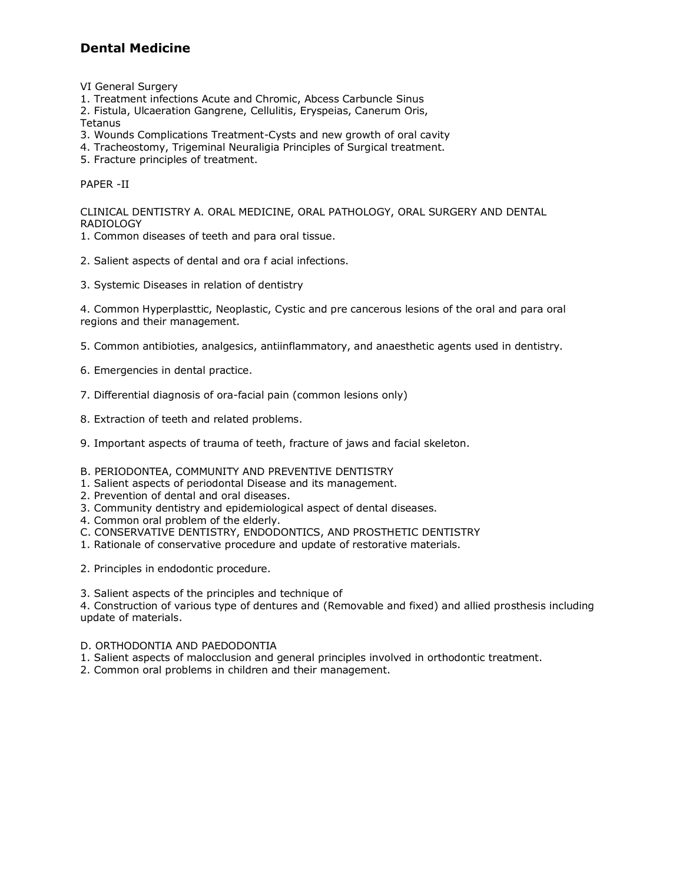## Dental Medicine

VI General Surgery

1. Treatment infections Acute and Chromic, Abcess Carbuncle Sinus
2. Fistula, Ulcaeration Gangrene, Cellulitis, Eryspeias, Canerum Oris, Tetanus
3. Wounds Complications Treatment-Cysts and new growth of oral cavity
4. Tracheostomy, Trigeminal Neuraligia Principles of Surgical treatment.
5. Fracture principles of treatment.

PAPER -II

CLINICAL DENTISTRY A. ORAL MEDICINE, ORAL PATHOLOGY, ORAL SURGERY AND DENTAL RADIOLOGY

1. Common diseases of teeth and para oral tissue.

2. Salient aspects of dental and ora f acial infections.

3. Systemic Diseases in relation of dentistry

4. Common Hyperplasttic, Neoplastic, Cystic and pre cancerous lesions of the oral and para oral regions and their management.

5. Common antibioties, analgesics, antiinflammatory, and anaesthetic agents used in dentistry.

6. Emergencies in dental practice.

7. Differential diagnosis of ora-facial pain (common lesions only)

8. Extraction of teeth and related problems.

9. Important aspects of trauma of teeth, fracture of jaws and facial skeleton.

B. PERIODONTEA, COMMUNITY AND PREVENTIVE DENTISTRY

1. Salient aspects of periodontal Disease and its management.
2. Prevention of dental and oral diseases.
3. Community dentistry and epidemiological aspect of dental diseases.
4. Common oral problem of the elderly.

C. CONSERVATIVE DENTISTRY, ENDODONTICS, AND PROSTHETIC DENTISTRY

1. Rationale of conservative procedure and update of restorative materials.

2. Principles in endodontic procedure.

3. Salient aspects of the principles and technique of

4. Construction of various type of dentures and (Removable and fixed) and allied prosthesis including update of materials.

D. ORTHODONTIA AND PAEDODONTIA

1. Salient aspects of malocclusion and general principles involved in orthodontic treatment.
2. Common oral problems in children and their management.